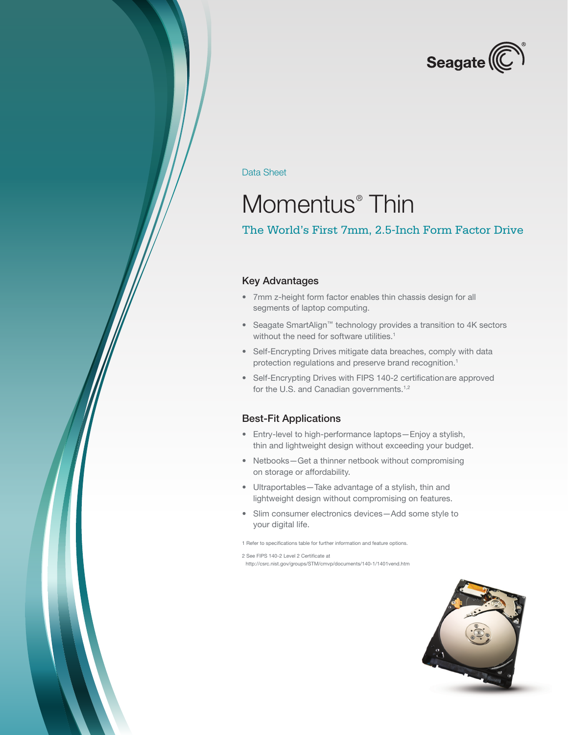Data Sheet

# Momentus® Thin

## The World's First 7mm, 2.5-Inch Form Factor Drive

### Key Advantages

- 7mm z-height form factor enables thin chassis design for all segments of laptop computing.
- Seagate SmartAlign™ technology provides a transition to 4K sectors without the need for software utilities.[1]
- Self-Encrypting Drives mitigate data breaches, comply with data protection regulations and preserve brand recognition.[1]
- Self-Encrypting Drives with FIPS 140-2 certification are approved for the U.S. and Canadian governments.[1,2]

### Best-Fit Applications

- Entry-level to high-performance laptops—Enjoy a stylish, thin and lightweight design without exceeding your budget.
- Netbooks—Get a thinner netbook without compromising on storage or affordability.
- Ultraportables—Take advantage of a stylish, thin and lightweight design without compromising on features.
- Slim consumer electronics devices—Add some style to your digital life.

1 Refer to specifications table for further information and feature options.

2 See FIPS 140-2 Level 2 Certificate at http://csrc.nist.gov/groups/STM/cmvp/documents/140-1/1401vend.htm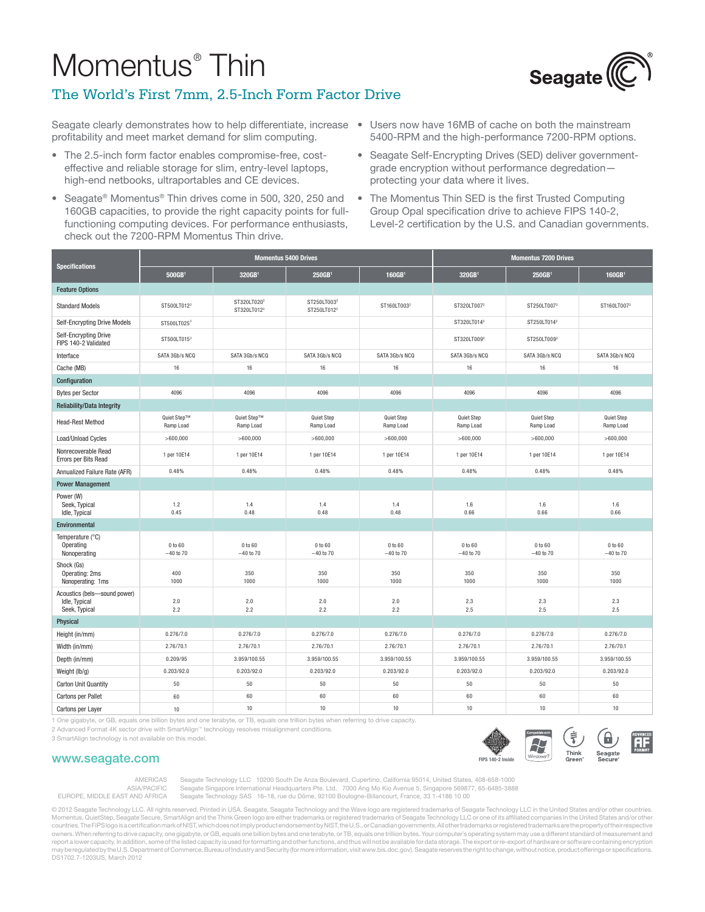# Momentus® Thin

## The World's First 7mm, 2.5-Inch Form Factor Drive

Seagate clearly demonstrates how to help differentiate, increase profitability and meet market demand for slim computing.

- The 2.5-inch form factor enables compromise-free, cost-effective and reliable storage for slim, entry-level laptops, high-end netbooks, ultraportables and CE devices.
- Seagate® Momentus® Thin drives come in 500, 320, 250 and 160GB capacities, to provide the right capacity points for full-functioning computing devices. For performance enthusiasts, check out the 7200-RPM Momentus Thin drive.
- Users now have 16MB of cache on both the mainstream 5400-RPM and the high-performance 7200-RPM options.
- Seagate Self-Encrypting Drives (SED) deliver government-grade encryption without performance degredation—protecting your data where it lives.
- The Momentus Thin SED is the first Trusted Computing Group Opal specification drive to achieve FIPS 140-2, Level-2 certification by the U.S. and Canadian governments.

| Specifications | Momentus 5400 Drives | | | | Momentus 7200 Drives | | |
|---|---|---|---|---|---|---|---|
| | 500GB[1] | 320GB[1] | 250GB[1] | 160GB[1] | 320GB[1] | 250GB[1] | 160GB[1] |
| **Feature Options** | | | | | | | |
| Standard Models | ST500LT012[2] | ST320LT020[2] ST320LT012[3] | ST250LT003[2] ST250LT012[3] | ST160LT003[2] | ST320LT007[2] | ST250LT007[2] | ST160LT007[2] |
| Self-Encrypting Drive Models | ST500LT025[3] | | | | ST320LT014[2] | ST250LT014[2] | |
| Self-Encrypting Drive FIPS 140-2 Validated | ST500LT015[3] | | | | ST320LT009[2] | ST250LT009[2] | |
| Interface | SATA 3Gb/s NCQ | SATA 3Gb/s NCQ | SATA 3Gb/s NCQ | SATA 3Gb/s NCQ | SATA 3Gb/s NCQ | SATA 3Gb/s NCQ | SATA 3Gb/s NCQ |
| Cache (MB) | 16 | 16 | 16 | 16 | 16 | 16 | 16 |
| **Configuration** | | | | | | | |
| Bytes per Sector | 4096 | 4096 | 4096 | 4096 | 4096 | 4096 | 4096 |
| **Reliability/Data Integrity** | | | | | | | |
| Head-Rest Method | Quiet Step™ Ramp Load | Quiet Step™ Ramp Load | Quiet Step Ramp Load | Quiet Step Ramp Load | Quiet Step Ramp Load | Quiet Step Ramp Load | Quiet Step Ramp Load |
| Load/Unload Cycles | >600,000 | >600,000 | >600,000 | >600,000 | >600,000 | >600,000 | >600,000 |
| Nonrecoverable Read Errors per Bits Read | 1 per 10E14 | 1 per 10E14 | 1 per 10E14 | 1 per 10E14 | 1 per 10E14 | 1 per 10E14 | 1 per 10E14 |
| Annualized Failure Rate (AFR) | 0.48% | 0.48% | 0.48% | 0.48% | 0.48% | 0.48% | 0.48% |
| **Power Management** | | | | | | | |
| Power (W) Seek, Typical / Idle, Typical | 1.2 / 0.45 | 1.4 / 0.48 | 1.4 / 0.48 | 1.4 / 0.48 | 1.6 / 0.66 | 1.6 / 0.66 | 1.6 / 0.66 |
| **Environmental** | | | | | | | |
| Temperature (°C) Operating / Nonoperating | 0 to 60 / –40 to 70 | 0 to 60 / –40 to 70 | 0 to 60 / –40 to 70 | 0 to 60 / –40 to 70 | 0 to 60 / –40 to 70 | 0 to 60 / –40 to 70 | 0 to 60 / –40 to 70 |
| Shock (Gs) Operating: 2ms / Nonoperating: 1ms | 400 / 1000 | 350 / 1000 | 350 / 1000 | 350 / 1000 | 350 / 1000 | 350 / 1000 | 350 / 1000 |
| Acoustics (bels—sound power) Idle, Typical / Seek, Typical | 2.0 / 2.2 | 2.0 / 2.2 | 2.0 / 2.2 | 2.0 / 2.2 | 2.3 / 2.5 | 2.3 / 2.5 | 2.3 / 2.5 |
| **Physical** | | | | | | | |
| Height (in/mm) | 0.276/7.0 | 0.276/7.0 | 0.276/7.0 | 0.276/7.0 | 0.276/7.0 | 0.276/7.0 | 0.276/7.0 |
| Width (in/mm) | 2.76/70.1 | 2.76/70.1 | 2.76/70.1 | 2.76/70.1 | 2.76/70.1 | 2.76/70.1 | 2.76/70.1 |
| Depth (in/mm) | 0.209/95 | 3.959/100.55 | 3.959/100.55 | 3.959/100.55 | 3.959/100.55 | 3.959/100.55 | 3.959/100.55 |
| Weight (lb/g) | 0.203/92.0 | 0.203/92.0 | 0.203/92.0 | 0.203/92.0 | 0.203/92.0 | 0.203/92.0 | 0.203/92.0 |
| Carton Unit Quantity | 50 | 50 | 50 | 50 | 50 | 50 | 50 |
| Cartons per Pallet | 60 | 60 | 60 | 60 | 60 | 60 | 60 |
| Cartons per Layer | 10 | 10 | 10 | 10 | 10 | 10 | 10 |

1 One gigabyte, or GB, equals one billion bytes and one terabyte, or TB, equals one trillion bytes when referring to drive capacity.

2 Advanced Format 4K sector drive with SmartAlign™ technology resolves misalignment conditions.

3 SmartAlign technology is not available on this model.

FIPS 140-2 Inside | Think Green | Seagate Secure

www.seagate.com

AMERICAS Seagate Technology LLC 10200 South De Anza Boulevard, Cupertino, California 95014, United States, 408-658-1000
ASIA/PACIFIC Seagate Singapore International Headquarters Pte. Ltd. 7000 Ang Mo Kio Avenue 5, Singapore 569877, 65-6485-3888
EUROPE, MIDDLE EAST AND AFRICA Seagate Technology SAS 16–18, rue du Dôme, 92100 Boulogne-Billancourt, France, 33 1-4186 10 00

© 2012 Seagate Technology LLC. All rights reserved. Printed in USA. Seagate, Seagate Technology and the Wave logo are registered trademarks of Seagate Technology LLC in the United States and/or other countries. Momentus, QuietStep, Seagate Secure, SmartAlign and the Think Green logo are either trademarks or registered trademarks of Seagate Technology LLC or one of its affiliated companies in the United States and/or other countries. The FIPS logo is a certification mark of NIST, which does not imply product endorsement by NIST, the U.S., or Canadian governments. All other trademarks or registered trademarks are the property of their respective owners. When referring to drive capacity, one gigabyte, or GB, equals one billion bytes and one terabyte, or TB, equals one trillion bytes. Your computer's operating system may use a different standard of measurement and report a lower capacity. In addition, some of the listed capacity is used for formatting and other functions, and thus will not be available for data storage. The export or re-export of hardware or software containing encryption may be regulated by the U.S. Department of Commerce, Bureau of Industry and Security (for more information, visit www.bis.doc.gov). Seagate reserves the right to change, without notice, product offerings or specifications. DS1702.7-1203US, March 2012